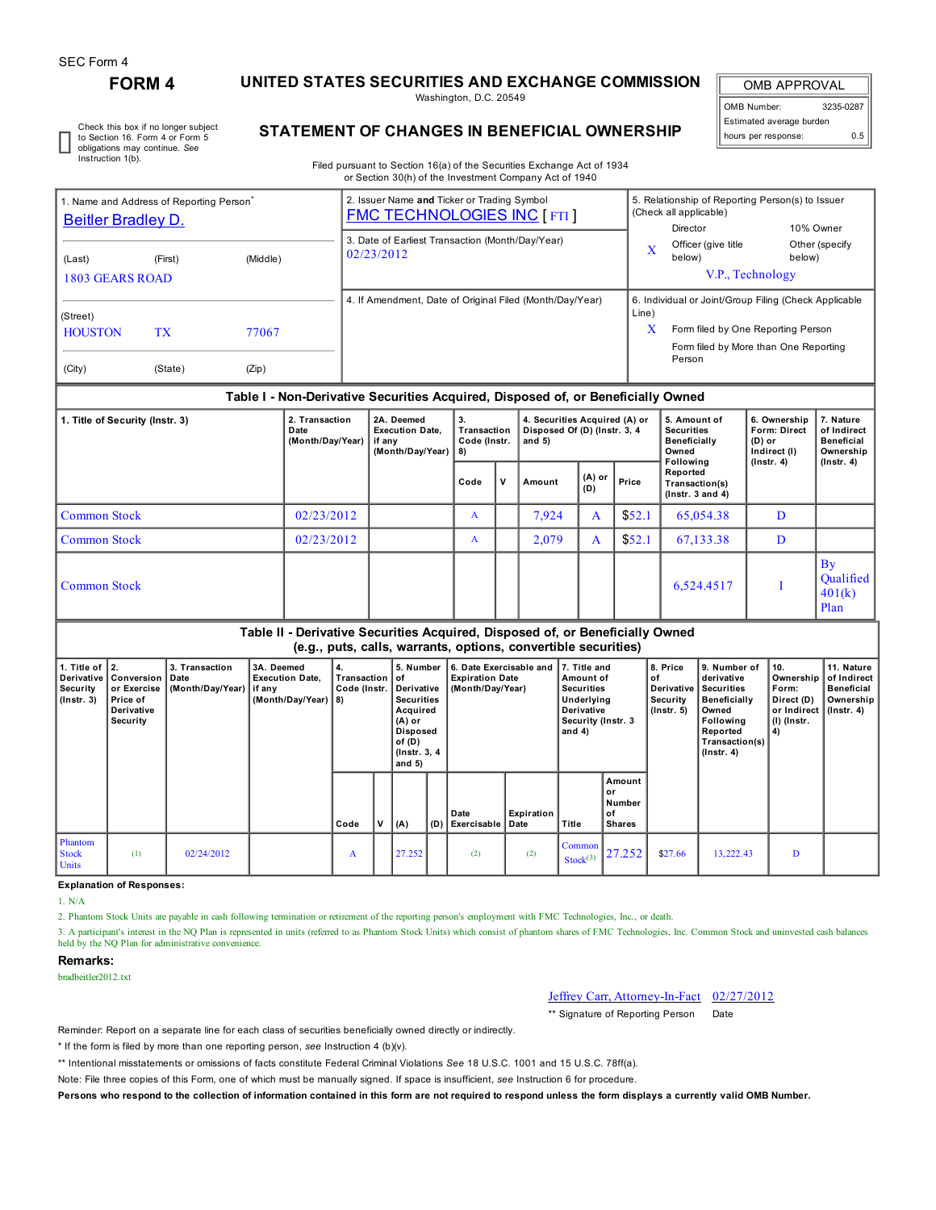SEC Form 4

# FORM 4

## UNITED STATES SECURITIES AND EXCHANGE COMMISSION

Washington, D.C. 20549

## STATEMENT OF CHANGES IN BENEFICIAL OWNERSHIP

| OMB APPROVAL | |
|---|---|
| OMB Number: | 3235-0287 |
| Estimated average burden | |
| hours per response: | 0.5 |

☐ Check this box if no longer subject to Section 16. Form 4 or Form 5 obligations may continue. *See* Instruction 1(b).

Filed pursuant to Section 16(a) of the Securities Exchange Act of 1934 or Section 30(h) of the Investment Company Act of 1940

1. Name and Address of Reporting Person*
Beitler Bradley D.

(Last) (First) (Middle)
1803 GEARS ROAD

(Street)
HOUSTON TX 77067

(City) (State) (Zip)

2. Issuer Name **and** Ticker or Trading Symbol
FMC TECHNOLOGIES INC [ FTI ]

3. Date of Earliest Transaction (Month/Day/Year)
02/23/2012

4. If Amendment, Date of Original Filed (Month/Day/Year)

5. Relationship of Reporting Person(s) to Issuer (Check all applicable)
Director
10% Owner
X Officer (give title below)
Other (specify below)
V.P., Technology

6. Individual or Joint/Group Filing (Check Applicable Line)
X Form filed by One Reporting Person
Form filed by More than One Reporting Person

### Table I - Non-Derivative Securities Acquired, Disposed of, or Beneficially Owned

| 1. Title of Security (Instr. 3) | 2. Transaction Date (Month/Day/Year) | 2A. Deemed Execution Date, if any (Month/Day/Year) | 3. Transaction Code (Instr. 8) | | 4. Securities Acquired (A) or Disposed Of (D) (Instr. 3, 4 and 5) | | | 5. Amount of Securities Beneficially Owned Following Reported Transaction(s) (Instr. 3 and 4) | 6. Ownership Form: Direct (D) or Indirect (I) (Instr. 4) | 7. Nature of Indirect Beneficial Ownership (Instr. 4) |
|---|---|---|---|---|---|---|---|---|---|---|
| | | | Code | V | Amount | (A) or (D) | Price | | | |
| Common Stock | 02/23/2012 | | A | | 7,924 | A | $52.1 | 65,054.38 | D | |
| Common Stock | 02/23/2012 | | A | | 2,079 | A | $52.1 | 67,133.38 | D | |
| Common Stock | | | | | | | | 6,524.4517 | I | By Qualified 401(k) Plan |

### Table II - Derivative Securities Acquired, Disposed of, or Beneficially Owned (e.g., puts, calls, warrants, options, convertible securities)

| 1. Title of Derivative Security (Instr. 3) | 2. Conversion or Exercise Price of Derivative Security | 3. Transaction Date (Month/Day/Year) | 3A. Deemed Execution Date, if any (Month/Day/Year) | 4. Transaction Code (Instr. 8) | | 5. Number of Derivative Securities Acquired (A) or Disposed of (D) (Instr. 3, 4 and 5) | | 6. Date Exercisable and Expiration Date (Month/Day/Year) | | 7. Title and Amount of Securities Underlying Derivative Security (Instr. 3 and 4) | | 8. Price of Derivative Security (Instr. 5) | 9. Number of derivative Securities Beneficially Owned Following Reported Transaction(s) (Instr. 4) | 10. Ownership Form: Direct (D) or Indirect (I) (Instr. 4) | 11. Nature of Indirect Beneficial Ownership (Instr. 4) |
|---|---|---|---|---|---|---|---|---|---|---|---|---|---|---|---|
| | | | | Code | V | (A) | (D) | Date Exercisable | Expiration Date | Title | Amount or Number of Shares | | | | |
| Phantom Stock Units | (1) | 02/24/2012 | | A | | 27.252 | | (2) | (2) | Common Stock(3) | 27.252 | $27.66 | 13,222.43 | D | |

**Explanation of Responses:**

1. N/A
2. Phantom Stock Units are payable in cash following termination or retirement of the reporting person's employment with FMC Technologies, Inc., or death.
3. A participant's interest in the NQ Plan is represented in units (referred to as Phantom Stock Units) which consist of phantom shares of FMC Technologies, Inc. Common Stock and uninvested cash balances held by the NQ Plan for administrative convenience.

**Remarks:**

bradbeitler2012.txt

Jeffrey Carr, Attorney-In-Fact 02/27/2012
** Signature of Reporting Person Date

Reminder: Report on a separate line for each class of securities beneficially owned directly or indirectly.

* If the form is filed by more than one reporting person, *see* Instruction 4 (b)(v).

** Intentional misstatements or omissions of facts constitute Federal Criminal Violations *See* 18 U.S.C. 1001 and 15 U.S.C. 78ff(a).

Note: File three copies of this Form, one of which must be manually signed. If space is insufficient, *see* Instruction 6 for procedure.

**Persons who respond to the collection of information contained in this form are not required to respond unless the form displays a currently valid OMB Number.**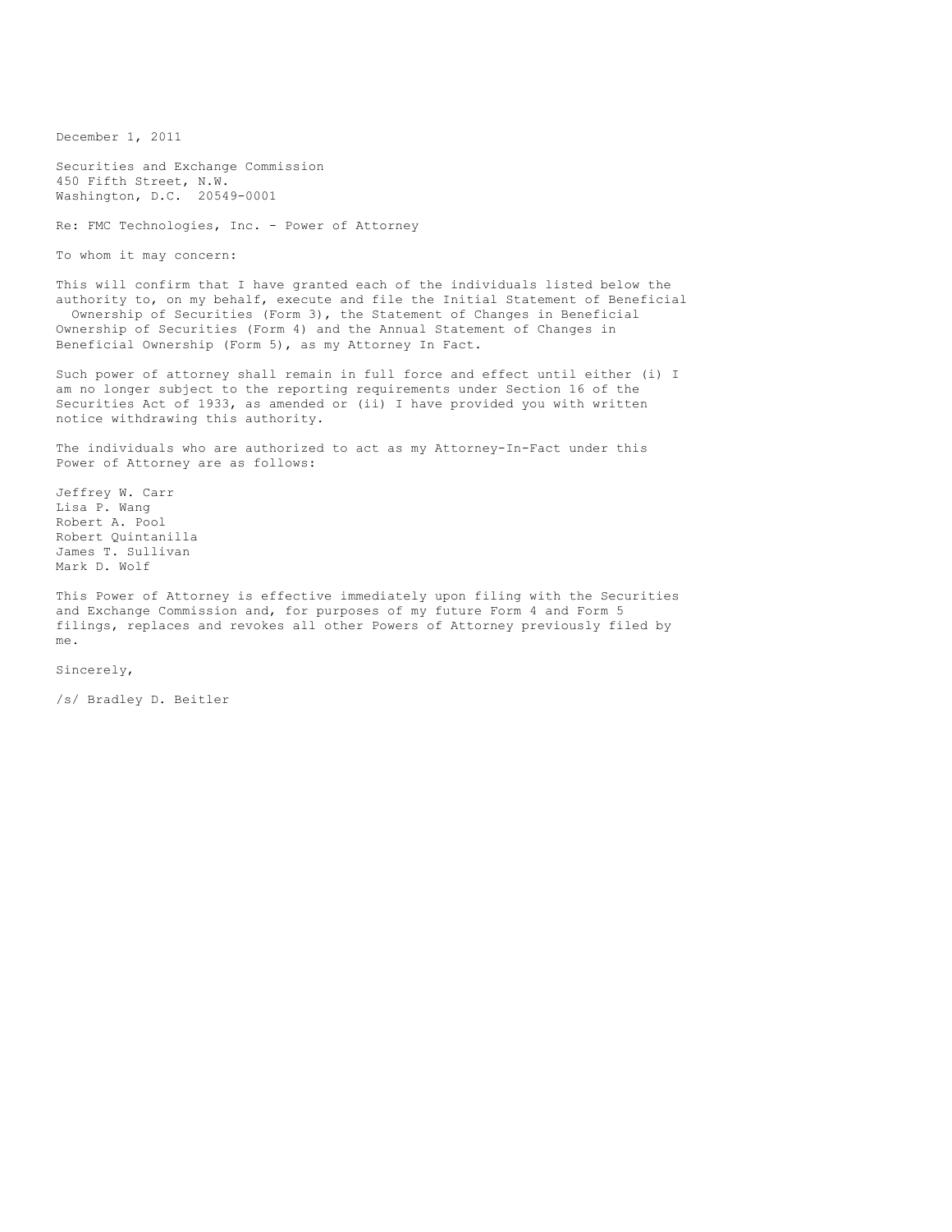December 1, 2011

Securities and Exchange Commission
450 Fifth Street, N.W.
Washington, D.C. 20549-0001

Re: FMC Technologies, Inc. - Power of Attorney

To whom it may concern:

This will confirm that I have granted each of the individuals listed below the authority to, on my behalf, execute and file the Initial Statement of Beneficial Ownership of Securities (Form 3), the Statement of Changes in Beneficial Ownership of Securities (Form 4) and the Annual Statement of Changes in Beneficial Ownership (Form 5), as my Attorney In Fact.

Such power of attorney shall remain in full force and effect until either (i) I am no longer subject to the reporting requirements under Section 16 of the Securities Act of 1933, as amended or (ii) I have provided you with written notice withdrawing this authority.

The individuals who are authorized to act as my Attorney-In-Fact under this Power of Attorney are as follows:

Jeffrey W. Carr
Lisa P. Wang
Robert A. Pool
Robert Quintanilla
James T. Sullivan
Mark D. Wolf

This Power of Attorney is effective immediately upon filing with the Securities and Exchange Commission and, for purposes of my future Form 4 and Form 5 filings, replaces and revokes all other Powers of Attorney previously filed by me.

Sincerely,

/s/ Bradley D. Beitler